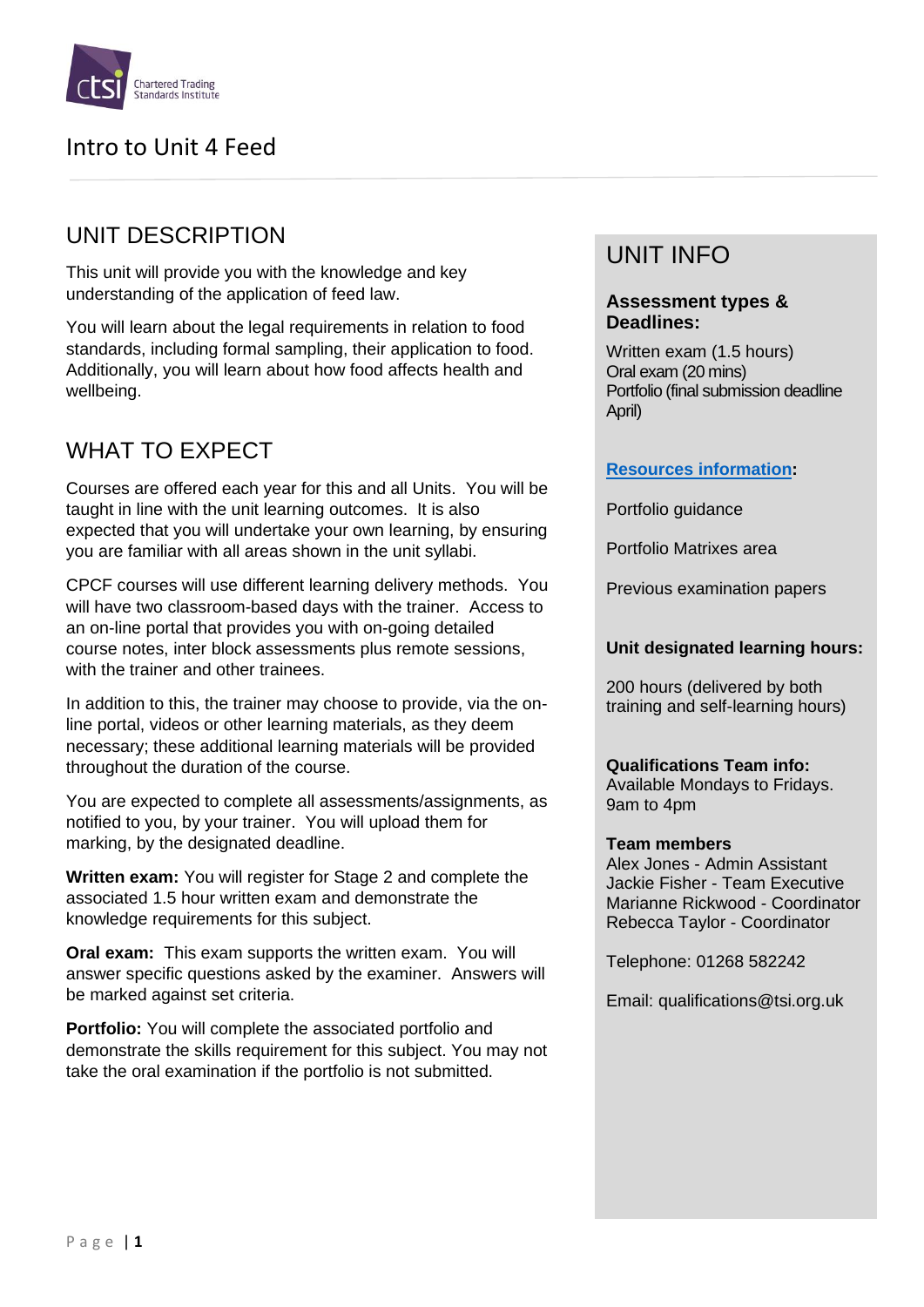# Intro to Unit 4 Feed

## UNIT DESCRIPTION

This unit will provide you with the knowledge and key understanding of the application of feed law.

You will learn about the legal requirements in relation to food standards, including formal sampling, their application to food. Additionally, you will learn about how food affects health and wellbeing.

## WHAT TO EXPECT

Courses are offered each year for this and all Units. You will be taught in line with the unit learning outcomes. It is also expected that you will undertake your own learning, by ensuring you are familiar with all areas shown in the unit syllabi.

CPCF courses will use different learning delivery methods. You will have two classroom-based days with the trainer. Access to an on-line portal that provides you with on-going detailed course notes, inter block assessments plus remote sessions, with the trainer and other trainees.

In addition to this, the trainer may choose to provide, via the on-line portal, videos or other learning materials, as they deem necessary; these additional learning materials will be provided throughout the duration of the course.

You are expected to complete all assessments/assignments, as notified to you, by your trainer. You will upload them for marking, by the designated deadline.

**Written exam:** You will register for Stage 2 and complete the associated 1.5 hour written exam and demonstrate the knowledge requirements for this subject.

**Oral exam:** This exam supports the written exam. You will answer specific questions asked by the examiner. Answers will be marked against set criteria.

**Portfolio:** You will complete the associated portfolio and demonstrate the skills requirement for this subject. You may not take the oral examination if the portfolio is not submitted.

## UNIT INFO

**Assessment types & Deadlines:**

Written exam (1.5 hours)
Oral exam (20 mins)
Portfolio (final submission deadline April)

**Resources information:**

Portfolio guidance

Portfolio Matrixes area

Previous examination papers

**Unit designated learning hours:**

200 hours (delivered by both training and self-learning hours)

**Qualifications Team info:**
Available Mondays to Fridays.
9am to 4pm

**Team members**
Alex Jones - Admin Assistant
Jackie Fisher - Team Executive
Marianne Rickwood - Coordinator
Rebecca Taylor - Coordinator

Telephone: 01268 582242

Email: qualifications@tsi.org.uk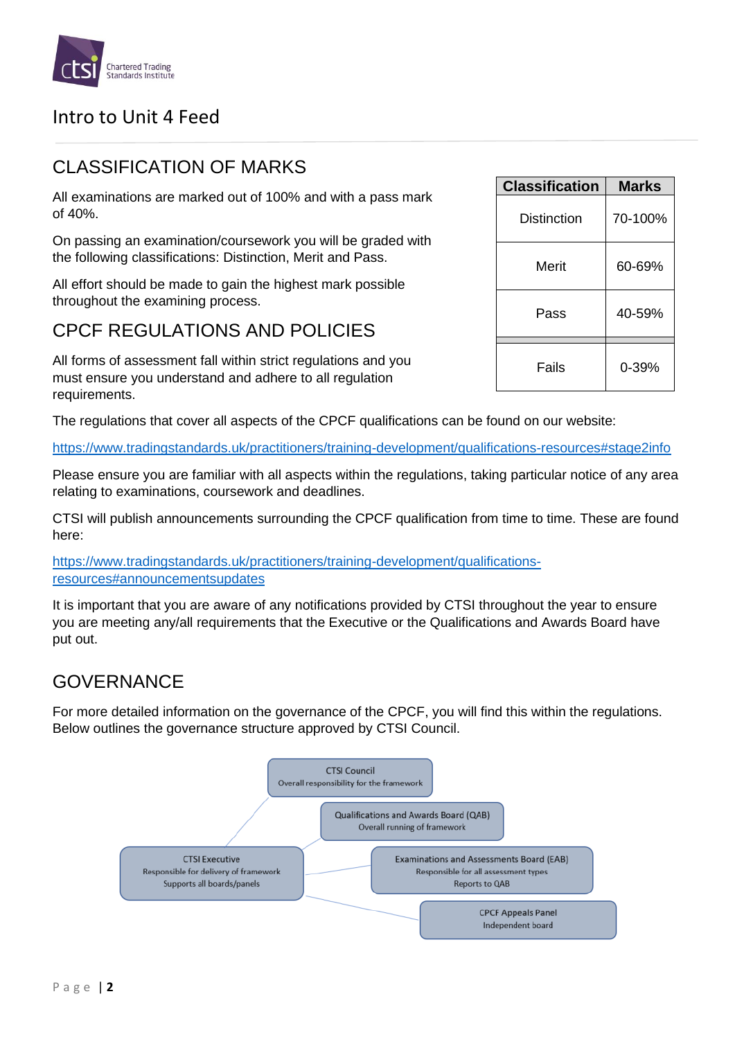# Intro to Unit 4 Feed

## CLASSIFICATION OF MARKS

All examinations are marked out of 100% and with a pass mark of 40%.

On passing an examination/coursework you will be graded with the following classifications: Distinction, Merit and Pass.

All effort should be made to gain the highest mark possible throughout the examining process.

| Classification | Marks |
|---|---|
| Distinction | 70-100% |
| Merit | 60-69% |
| Pass | 40-59% |
| Fails | 0-39% |

## CPCF REGULATIONS AND POLICIES

All forms of assessment fall within strict regulations and you must ensure you understand and adhere to all regulation requirements.

The regulations that cover all aspects of the CPCF qualifications can be found on our website:

https://www.tradingstandards.uk/practitioners/training-development/qualifications-resources#stage2info

Please ensure you are familiar with all aspects within the regulations, taking particular notice of any area relating to examinations, coursework and deadlines.

CTSI will publish announcements surrounding the CPCF qualification from time to time. These are found here:

https://www.tradingstandards.uk/practitioners/training-development/qualifications-resources#announcementsupdates

It is important that you are aware of any notifications provided by CTSI throughout the year to ensure you are meeting any/all requirements that the Executive or the Qualifications and Awards Board have put out.

## GOVERNANCE

For more detailed information on the governance of the CPCF, you will find this within the regulations. Below outlines the governance structure approved by CTSI Council.

CTSI Council
Overall responsibility for the framework

Qualifications and Awards Board (QAB)
Overall running of framework

CTSI Executive
Responsible for delivery of framework
Supports all boards/panels

Examinations and Assessments Board (EAB)
Responsible for all assessment types
Reports to QAB

CPCF Appeals Panel
Independent board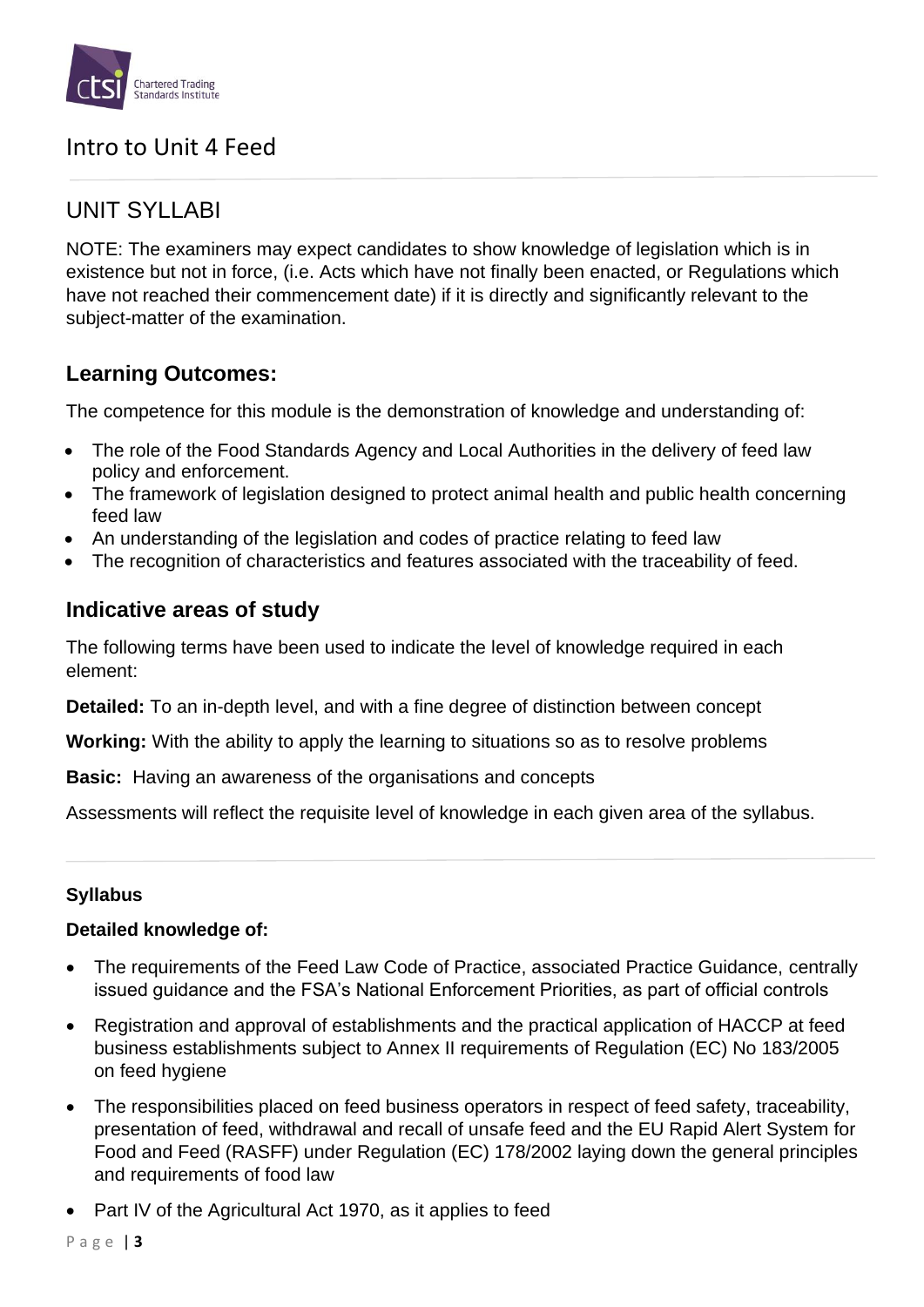# Intro to Unit 4 Feed

## UNIT SYLLABI

NOTE: The examiners may expect candidates to show knowledge of legislation which is in existence but not in force, (i.e. Acts which have not finally been enacted, or Regulations which have not reached their commencement date) if it is directly and significantly relevant to the subject-matter of the examination.

### Learning Outcomes:

The competence for this module is the demonstration of knowledge and understanding of:

- The role of the Food Standards Agency and Local Authorities in the delivery of feed law policy and enforcement.
- The framework of legislation designed to protect animal health and public health concerning feed law
- An understanding of the legislation and codes of practice relating to feed law
- The recognition of characteristics and features associated with the traceability of feed.

### Indicative areas of study

The following terms have been used to indicate the level of knowledge required in each element:

**Detailed:** To an in-depth level, and with a fine degree of distinction between concept

**Working:** With the ability to apply the learning to situations so as to resolve problems

**Basic:** Having an awareness of the organisations and concepts

Assessments will reflect the requisite level of knowledge in each given area of the syllabus.

#### Syllabus

**Detailed knowledge of:**

- The requirements of the Feed Law Code of Practice, associated Practice Guidance, centrally issued guidance and the FSA's National Enforcement Priorities, as part of official controls
- Registration and approval of establishments and the practical application of HACCP at feed business establishments subject to Annex II requirements of Regulation (EC) No 183/2005 on feed hygiene
- The responsibilities placed on feed business operators in respect of feed safety, traceability, presentation of feed, withdrawal and recall of unsafe feed and the EU Rapid Alert System for Food and Feed (RASFF) under Regulation (EC) 178/2002 laying down the general principles and requirements of food law
- Part IV of the Agricultural Act 1970, as it applies to feed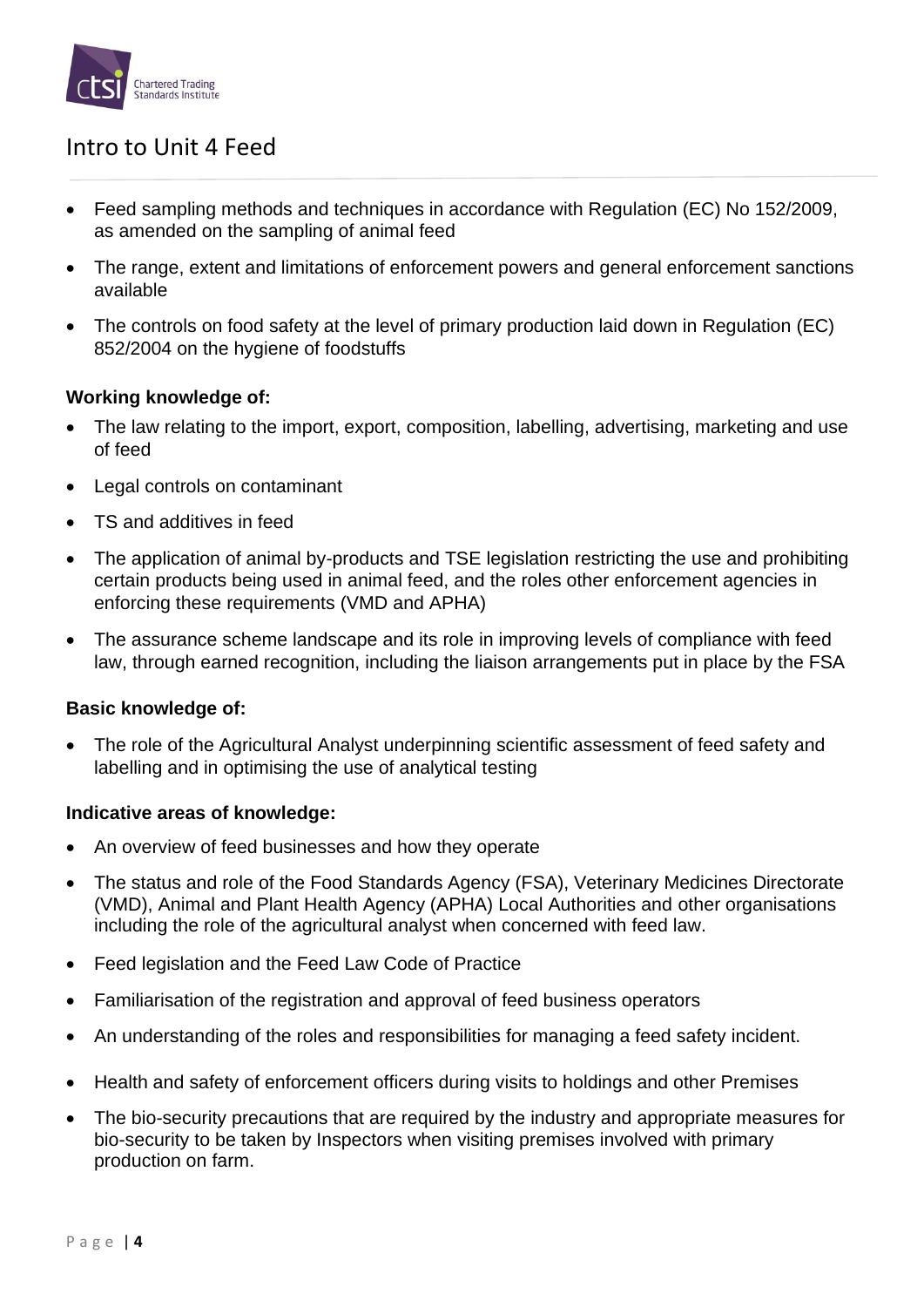# Intro to Unit 4 Feed

- Feed sampling methods and techniques in accordance with Regulation (EC) No 152/2009, as amended on the sampling of animal feed
- The range, extent and limitations of enforcement powers and general enforcement sanctions available
- The controls on food safety at the level of primary production laid down in Regulation (EC) 852/2004 on the hygiene of foodstuffs

**Working knowledge of:**

- The law relating to the import, export, composition, labelling, advertising, marketing and use of feed
- Legal controls on contaminant
- TS and additives in feed
- The application of animal by-products and TSE legislation restricting the use and prohibiting certain products being used in animal feed, and the roles other enforcement agencies in enforcing these requirements (VMD and APHA)
- The assurance scheme landscape and its role in improving levels of compliance with feed law, through earned recognition, including the liaison arrangements put in place by the FSA

**Basic knowledge of:**

- The role of the Agricultural Analyst underpinning scientific assessment of feed safety and labelling and in optimising the use of analytical testing

**Indicative areas of knowledge:**

- An overview of feed businesses and how they operate
- The status and role of the Food Standards Agency (FSA), Veterinary Medicines Directorate (VMD), Animal and Plant Health Agency (APHA) Local Authorities and other organisations including the role of the agricultural analyst when concerned with feed law.
- Feed legislation and the Feed Law Code of Practice
- Familiarisation of the registration and approval of feed business operators
- An understanding of the roles and responsibilities for managing a feed safety incident.
- Health and safety of enforcement officers during visits to holdings and other Premises
- The bio-security precautions that are required by the industry and appropriate measures for bio-security to be taken by Inspectors when visiting premises involved with primary production on farm.